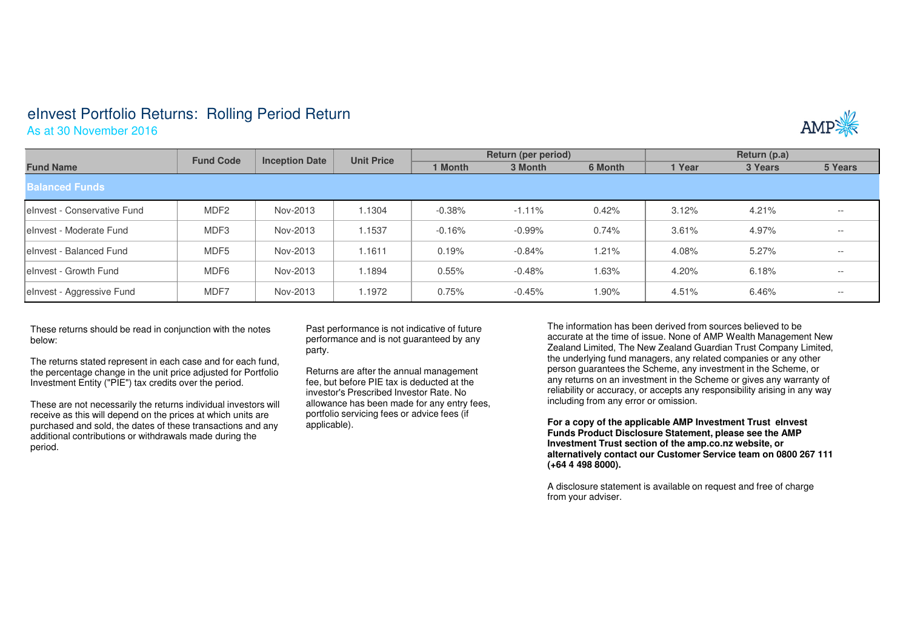# eInvest Portfolio Returns: Rolling Period Return

As at 30 November 2016

| Fund Name | Fund Code | Inception Date | Unit Price | Return (per period) | | | Return (p.a) | | |
|---|---|---|---|---|---|---|---|---|---|
| | | | | 1 Month | 3 Month | 6 Month | 1 Year | 3 Years | 5 Years |
| **Balanced Funds** | | | | | | | | | |
| eInvest - Conservative Fund | MDF2 | Nov-2013 | 1.1304 | -0.38% | -1.11% | 0.42% | 3.12% | 4.21% | -- |
| eInvest - Moderate Fund | MDF3 | Nov-2013 | 1.1537 | -0.16% | -0.99% | 0.74% | 3.61% | 4.97% | -- |
| eInvest - Balanced Fund | MDF5 | Nov-2013 | 1.1611 | 0.19% | -0.84% | 1.21% | 4.08% | 5.27% | -- |
| eInvest - Growth Fund | MDF6 | Nov-2013 | 1.1894 | 0.55% | -0.48% | 1.63% | 4.20% | 6.18% | -- |
| eInvest - Aggressive Fund | MDF7 | Nov-2013 | 1.1972 | 0.75% | -0.45% | 1.90% | 4.51% | 6.46% | -- |

These returns should be read in conjunction with the notes below:

The returns stated represent in each case and for each fund, the percentage change in the unit price adjusted for Portfolio Investment Entity ("PIE") tax credits over the period.

These are not necessarily the returns individual investors will receive as this will depend on the prices at which units are purchased and sold, the dates of these transactions and any additional contributions or withdrawals made during the period.

Past performance is not indicative of future performance and is not guaranteed by any party.

Returns are after the annual management fee, but before PIE tax is deducted at the investor's Prescribed Investor Rate. No allowance has been made for any entry fees, portfolio servicing fees or advice fees (if applicable).

The information has been derived from sources believed to be accurate at the time of issue. None of AMP Wealth Management New Zealand Limited, The New Zealand Guardian Trust Company Limited, the underlying fund managers, any related companies or any other person guarantees the Scheme, any investment in the Scheme, or any returns on an investment in the Scheme or gives any warranty of reliability or accuracy, or accepts any responsibility arising in any way including from any error or omission.

**For a copy of the applicable AMP Investment Trust eInvest Funds Product Disclosure Statement, please see the AMP Investment Trust section of the amp.co.nz website, or alternatively contact our Customer Service team on 0800 267 111 (+64 4 498 8000).**

A disclosure statement is available on request and free of charge from your adviser.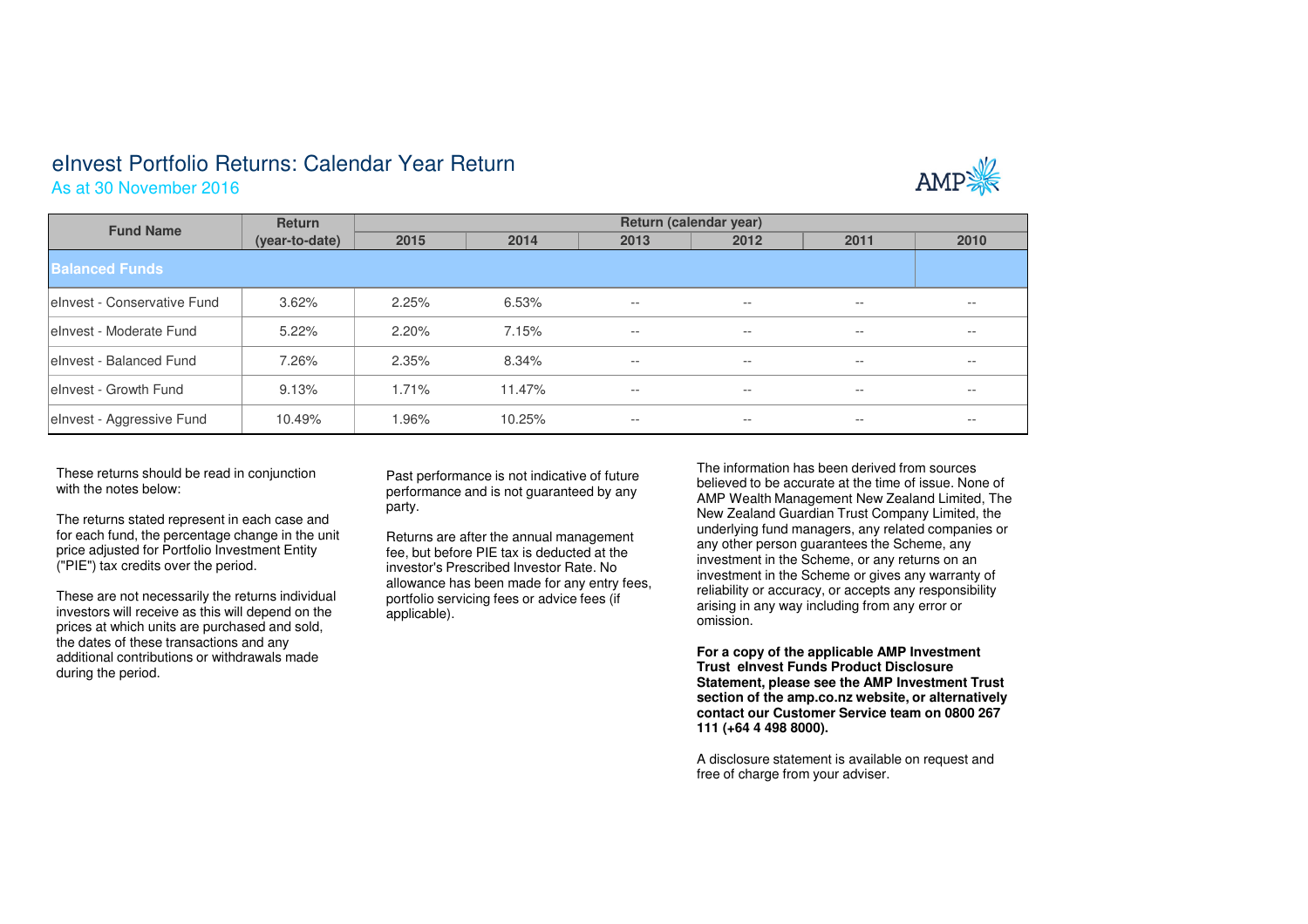# eInvest Portfolio Returns: Calendar Year Return

As at 30 November 2016

AMP

| Fund Name | Return (year-to-date) | Return (calendar year) | | | | | |
|---|---|---|---|---|---|---|---|
| | | 2015 | 2014 | 2013 | 2012 | 2011 | 2010 |
| **Balanced Funds** | | | | | | | |
| eInvest - Conservative Fund | 3.62% | 2.25% | 6.53% | -- | -- | -- | -- |
| eInvest - Moderate Fund | 5.22% | 2.20% | 7.15% | -- | -- | -- | -- |
| eInvest - Balanced Fund | 7.26% | 2.35% | 8.34% | -- | -- | -- | -- |
| eInvest - Growth Fund | 9.13% | 1.71% | 11.47% | -- | -- | -- | -- |
| eInvest - Aggressive Fund | 10.49% | 1.96% | 10.25% | -- | -- | -- | -- |

These returns should be read in conjunction with the notes below:

The returns stated represent in each case and for each fund, the percentage change in the unit price adjusted for Portfolio Investment Entity ("PIE") tax credits over the period.

These are not necessarily the returns individual investors will receive as this will depend on the prices at which units are purchased and sold, the dates of these transactions and any additional contributions or withdrawals made during the period.

Past performance is not indicative of future performance and is not guaranteed by any party.

Returns are after the annual management fee, but before PIE tax is deducted at the investor's Prescribed Investor Rate. No allowance has been made for any entry fees, portfolio servicing fees or advice fees (if applicable).

The information has been derived from sources believed to be accurate at the time of issue. None of AMP Wealth Management New Zealand Limited, The New Zealand Guardian Trust Company Limited, the underlying fund managers, any related companies or any other person guarantees the Scheme, any investment in the Scheme, or any returns on an investment in the Scheme or gives any warranty of reliability or accuracy, or accepts any responsibility arising in any way including from any error or omission.

**For a copy of the applicable AMP Investment Trust eInvest Funds Product Disclosure Statement, please see the AMP Investment Trust section of the amp.co.nz website, or alternatively contact our Customer Service team on 0800 267 111 (+64 4 498 8000).**

A disclosure statement is available on request and free of charge from your adviser.